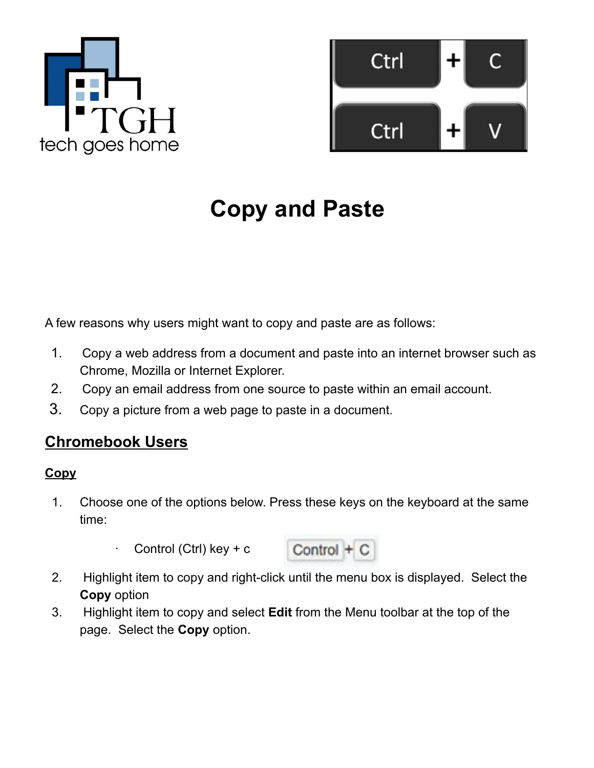# Copy and Paste

A few reasons why users might want to copy and paste are as follows:

1. Copy a web address from a document and paste into an internet browser such as Chrome, Mozilla or Internet Explorer.
2. Copy an email address from one source to paste within an email account.
3. Copy a picture from a web page to paste in a document.

## Chromebook Users

### Copy

1. Choose one of the options below. Press these keys on the keyboard at the same time:

   - Control (Ctrl) key + c

2. Highlight item to copy and right-click until the menu box is displayed. Select the **Copy** option
3. Highlight item to copy and select **Edit** from the Menu toolbar at the top of the page. Select the **Copy** option.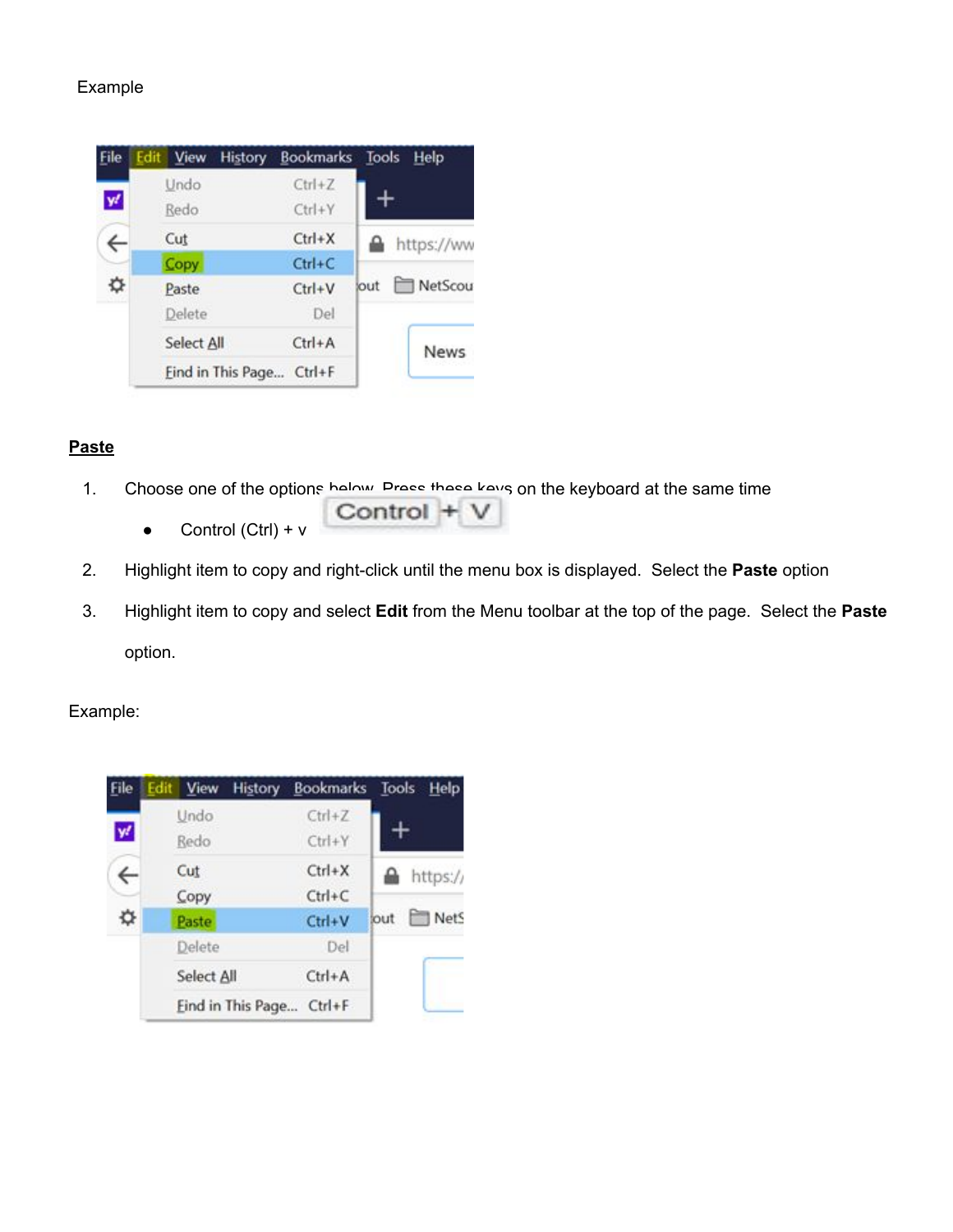Example

## Paste

1. Choose one of the options below. Press these keys on the keyboard at the same time
   - Control (Ctrl) + v
2. Highlight item to copy and right-click until the menu box is displayed. Select the **Paste** option
3. Highlight item to copy and select **Edit** from the Menu toolbar at the top of the page. Select the **Paste** option.

Example: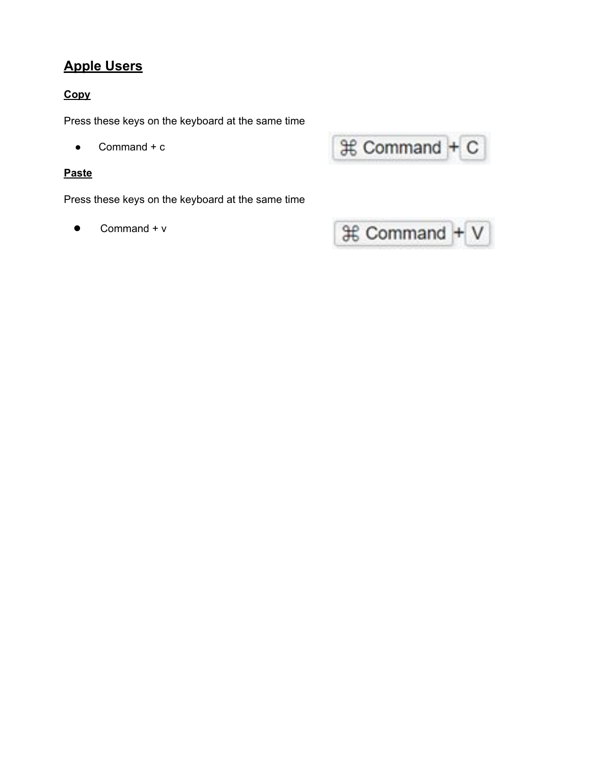## Apple Users

### Copy

Press these keys on the keyboard at the same time

- Command + c

⌘ Command + C

### Paste

Press these keys on the keyboard at the same time

- Command + v

⌘ Command + V